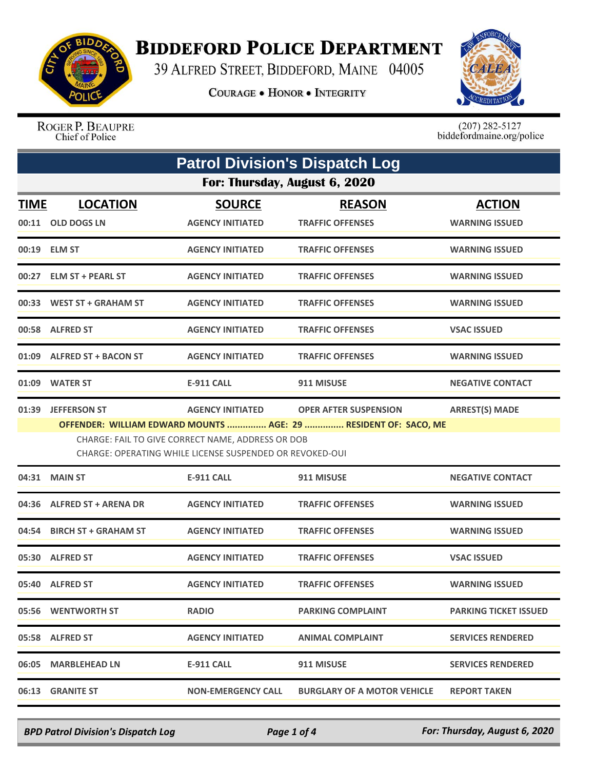# BIDDEFORD POLICE DEPARTMENT

39 ALFRED STREET, BIDDEFORD, MAINE 04005

COURAGE • HONOR • INTEGRITY

ROGER P. BEAUPRE
Chief of Police

(207) 282-5127
biddefordmaine.org/police

## Patrol Division's Dispatch Log

### For: Thursday, August 6, 2020

| TIME | LOCATION | SOURCE | REASON | ACTION |
|---|---|---|---|---|
| 00:11 | OLD DOGS LN | AGENCY INITIATED | TRAFFIC OFFENSES | WARNING ISSUED |
| 00:19 | ELM ST | AGENCY INITIATED | TRAFFIC OFFENSES | WARNING ISSUED |
| 00:27 | ELM ST + PEARL ST | AGENCY INITIATED | TRAFFIC OFFENSES | WARNING ISSUED |
| 00:33 | WEST ST + GRAHAM ST | AGENCY INITIATED | TRAFFIC OFFENSES | WARNING ISSUED |
| 00:58 | ALFRED ST | AGENCY INITIATED | TRAFFIC OFFENSES | VSAC ISSUED |
| 01:09 | ALFRED ST + BACON ST | AGENCY INITIATED | TRAFFIC OFFENSES | WARNING ISSUED |
| 01:09 | WATER ST | E-911 CALL | 911 MISUSE | NEGATIVE CONTACT |
| 01:39 | JEFFERSON ST | AGENCY INITIATED | OPER AFTER SUSPENSION | ARREST(S) MADE |

**OFFENDER: WILLIAM EDWARD MOUNTS ............... AGE: 29 ............... RESIDENT OF: SACO, ME**

CHARGE: FAIL TO GIVE CORRECT NAME, ADDRESS OR DOB
CHARGE: OPERATING WHILE LICENSE SUSPENDED OR REVOKED-OUI

| TIME | LOCATION | SOURCE | REASON | ACTION |
|---|---|---|---|---|
| 04:31 | MAIN ST | E-911 CALL | 911 MISUSE | NEGATIVE CONTACT |
| 04:36 | ALFRED ST + ARENA DR | AGENCY INITIATED | TRAFFIC OFFENSES | WARNING ISSUED |
| 04:54 | BIRCH ST + GRAHAM ST | AGENCY INITIATED | TRAFFIC OFFENSES | WARNING ISSUED |
| 05:30 | ALFRED ST | AGENCY INITIATED | TRAFFIC OFFENSES | VSAC ISSUED |
| 05:40 | ALFRED ST | AGENCY INITIATED | TRAFFIC OFFENSES | WARNING ISSUED |
| 05:56 | WENTWORTH ST | RADIO | PARKING COMPLAINT | PARKING TICKET ISSUED |
| 05:58 | ALFRED ST | AGENCY INITIATED | ANIMAL COMPLAINT | SERVICES RENDERED |
| 06:05 | MARBLEHEAD LN | E-911 CALL | 911 MISUSE | SERVICES RENDERED |
| 06:13 | GRANITE ST | NON-EMERGENCY CALL | BURGLARY OF A MOTOR VEHICLE | REPORT TAKEN |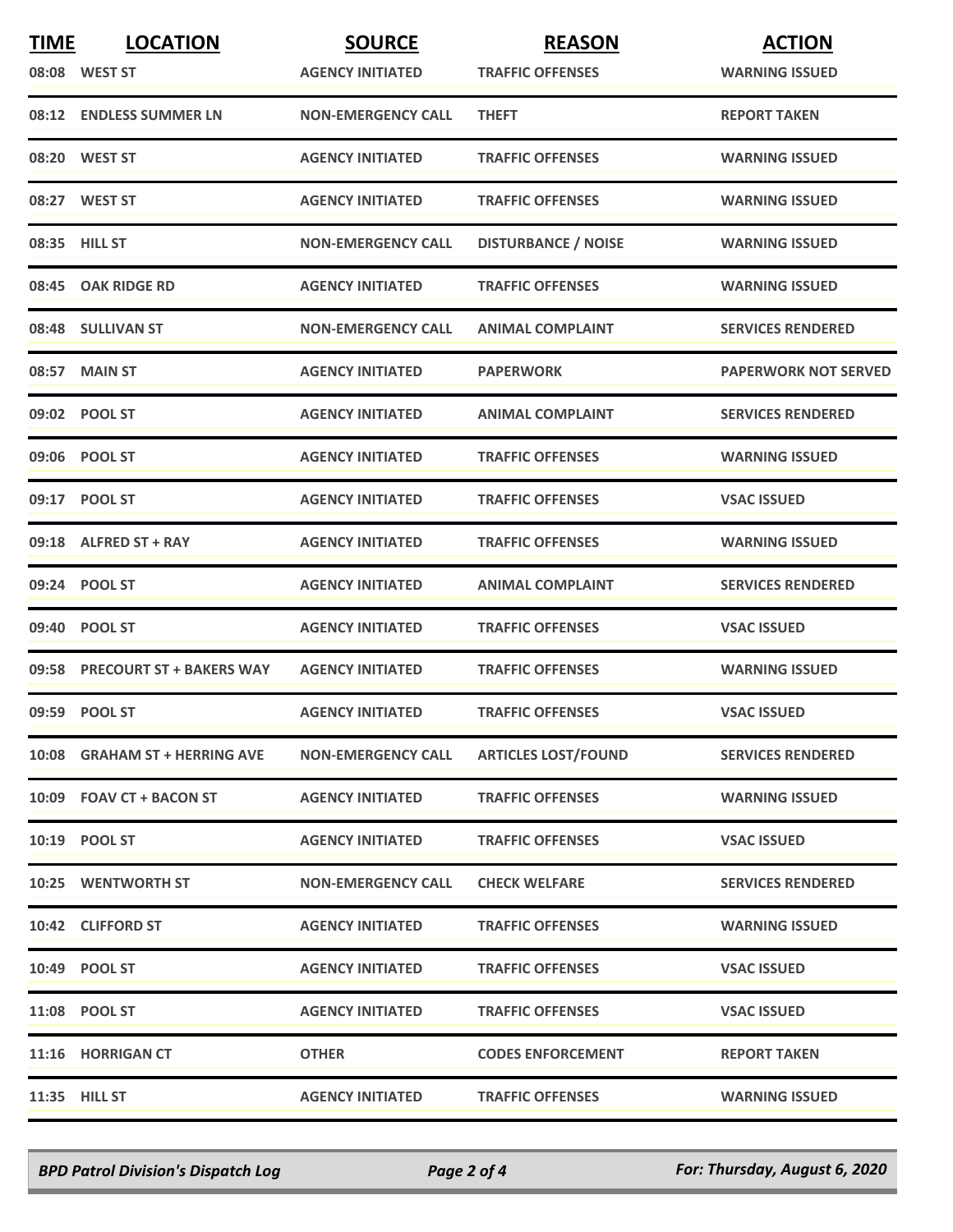| TIME | LOCATION | SOURCE | REASON | ACTION |
|---|---|---|---|---|
| 08:08 | WEST ST | AGENCY INITIATED | TRAFFIC OFFENSES | WARNING ISSUED |
| 08:12 | ENDLESS SUMMER LN | NON-EMERGENCY CALL | THEFT | REPORT TAKEN |
| 08:20 | WEST ST | AGENCY INITIATED | TRAFFIC OFFENSES | WARNING ISSUED |
| 08:27 | WEST ST | AGENCY INITIATED | TRAFFIC OFFENSES | WARNING ISSUED |
| 08:35 | HILL ST | NON-EMERGENCY CALL | DISTURBANCE / NOISE | WARNING ISSUED |
| 08:45 | OAK RIDGE RD | AGENCY INITIATED | TRAFFIC OFFENSES | WARNING ISSUED |
| 08:48 | SULLIVAN ST | NON-EMERGENCY CALL | ANIMAL COMPLAINT | SERVICES RENDERED |
| 08:57 | MAIN ST | AGENCY INITIATED | PAPERWORK | PAPERWORK NOT SERVED |
| 09:02 | POOL ST | AGENCY INITIATED | ANIMAL COMPLAINT | SERVICES RENDERED |
| 09:06 | POOL ST | AGENCY INITIATED | TRAFFIC OFFENSES | WARNING ISSUED |
| 09:17 | POOL ST | AGENCY INITIATED | TRAFFIC OFFENSES | VSAC ISSUED |
| 09:18 | ALFRED ST + RAY | AGENCY INITIATED | TRAFFIC OFFENSES | WARNING ISSUED |
| 09:24 | POOL ST | AGENCY INITIATED | ANIMAL COMPLAINT | SERVICES RENDERED |
| 09:40 | POOL ST | AGENCY INITIATED | TRAFFIC OFFENSES | VSAC ISSUED |
| 09:58 | PRECOURT ST + BAKERS WAY | AGENCY INITIATED | TRAFFIC OFFENSES | WARNING ISSUED |
| 09:59 | POOL ST | AGENCY INITIATED | TRAFFIC OFFENSES | VSAC ISSUED |
| 10:08 | GRAHAM ST + HERRING AVE | NON-EMERGENCY CALL | ARTICLES LOST/FOUND | SERVICES RENDERED |
| 10:09 | FOAV CT + BACON ST | AGENCY INITIATED | TRAFFIC OFFENSES | WARNING ISSUED |
| 10:19 | POOL ST | AGENCY INITIATED | TRAFFIC OFFENSES | VSAC ISSUED |
| 10:25 | WENTWORTH ST | NON-EMERGENCY CALL | CHECK WELFARE | SERVICES RENDERED |
| 10:42 | CLIFFORD ST | AGENCY INITIATED | TRAFFIC OFFENSES | WARNING ISSUED |
| 10:49 | POOL ST | AGENCY INITIATED | TRAFFIC OFFENSES | VSAC ISSUED |
| 11:08 | POOL ST | AGENCY INITIATED | TRAFFIC OFFENSES | VSAC ISSUED |
| 11:16 | HORRIGAN CT | OTHER | CODES ENFORCEMENT | REPORT TAKEN |
| 11:35 | HILL ST | AGENCY INITIATED | TRAFFIC OFFENSES | WARNING ISSUED |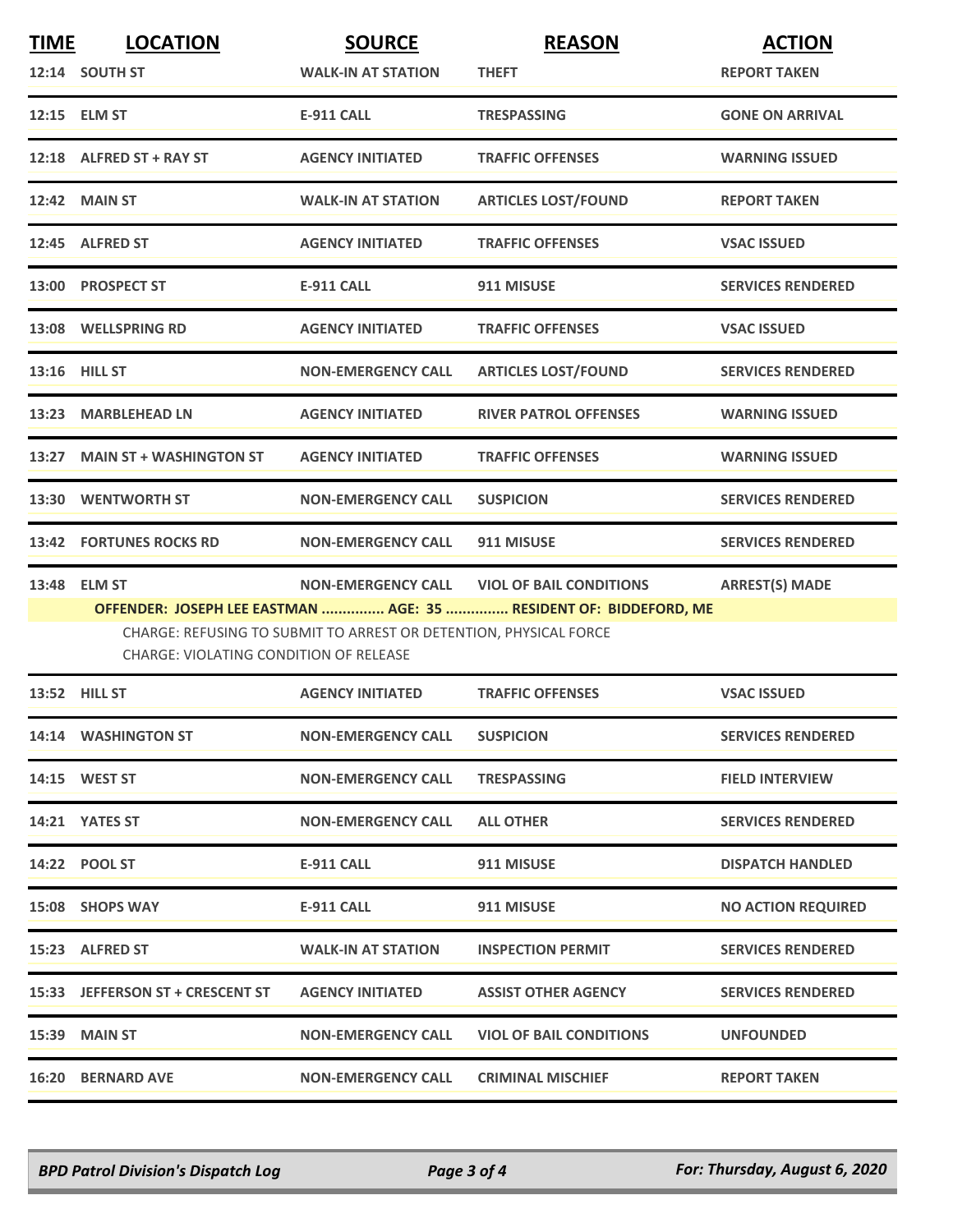| TIME | LOCATION | SOURCE | REASON | ACTION |
|---|---|---|---|---|
| 12:14 | SOUTH ST | WALK-IN AT STATION | THEFT | REPORT TAKEN |
| 12:15 | ELM ST | E-911 CALL | TRESPASSING | GONE ON ARRIVAL |
| 12:18 | ALFRED ST + RAY ST | AGENCY INITIATED | TRAFFIC OFFENSES | WARNING ISSUED |
| 12:42 | MAIN ST | WALK-IN AT STATION | ARTICLES LOST/FOUND | REPORT TAKEN |
| 12:45 | ALFRED ST | AGENCY INITIATED | TRAFFIC OFFENSES | VSAC ISSUED |
| 13:00 | PROSPECT ST | E-911 CALL | 911 MISUSE | SERVICES RENDERED |
| 13:08 | WELLSPRING RD | AGENCY INITIATED | TRAFFIC OFFENSES | VSAC ISSUED |
| 13:16 | HILL ST | NON-EMERGENCY CALL | ARTICLES LOST/FOUND | SERVICES RENDERED |
| 13:23 | MARBLEHEAD LN | AGENCY INITIATED | RIVER PATROL OFFENSES | WARNING ISSUED |
| 13:27 | MAIN ST + WASHINGTON ST | AGENCY INITIATED | TRAFFIC OFFENSES | WARNING ISSUED |
| 13:30 | WENTWORTH ST | NON-EMERGENCY CALL | SUSPICION | SERVICES RENDERED |
| 13:42 | FORTUNES ROCKS RD | NON-EMERGENCY CALL | 911 MISUSE | SERVICES RENDERED |
| 13:48 | ELM ST | NON-EMERGENCY CALL | VIOL OF BAIL CONDITIONS | ARREST(S) MADE |

**OFFENDER: JOSEPH LEE EASTMAN ............... AGE: 35 ............... RESIDENT OF: BIDDEFORD, ME**

CHARGE: REFUSING TO SUBMIT TO ARREST OR DETENTION, PHYSICAL FORCE
CHARGE: VIOLATING CONDITION OF RELEASE

| TIME | LOCATION | SOURCE | REASON | ACTION |
|---|---|---|---|---|
| 13:52 | HILL ST | AGENCY INITIATED | TRAFFIC OFFENSES | VSAC ISSUED |
| 14:14 | WASHINGTON ST | NON-EMERGENCY CALL | SUSPICION | SERVICES RENDERED |
| 14:15 | WEST ST | NON-EMERGENCY CALL | TRESPASSING | FIELD INTERVIEW |
| 14:21 | YATES ST | NON-EMERGENCY CALL | ALL OTHER | SERVICES RENDERED |
| 14:22 | POOL ST | E-911 CALL | 911 MISUSE | DISPATCH HANDLED |
| 15:08 | SHOPS WAY | E-911 CALL | 911 MISUSE | NO ACTION REQUIRED |
| 15:23 | ALFRED ST | WALK-IN AT STATION | INSPECTION PERMIT | SERVICES RENDERED |
| 15:33 | JEFFERSON ST + CRESCENT ST | AGENCY INITIATED | ASSIST OTHER AGENCY | SERVICES RENDERED |
| 15:39 | MAIN ST | NON-EMERGENCY CALL | VIOL OF BAIL CONDITIONS | UNFOUNDED |
| 16:20 | BERNARD AVE | NON-EMERGENCY CALL | CRIMINAL MISCHIEF | REPORT TAKEN |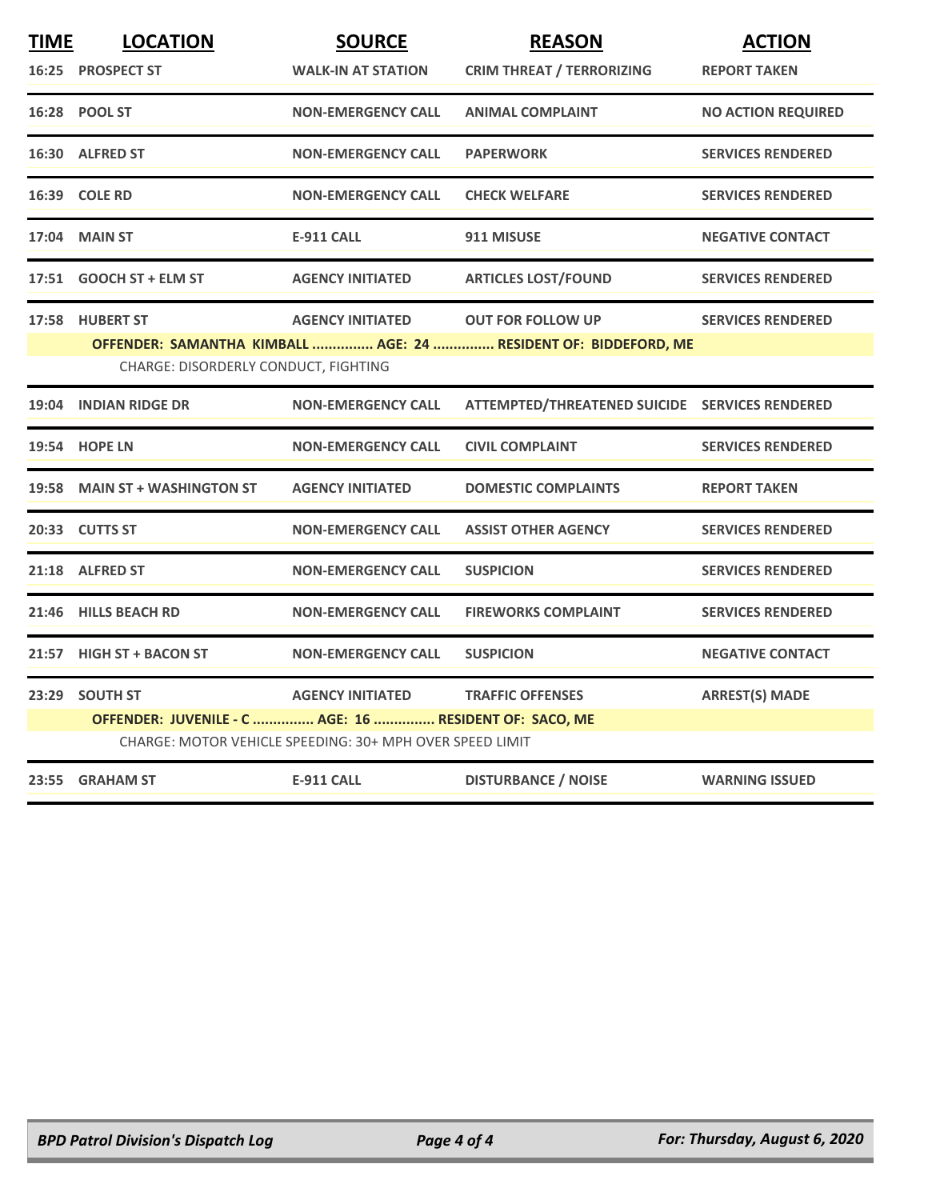| TIME | LOCATION | SOURCE | REASON | ACTION |
|---|---|---|---|---|
| 16:25 | PROSPECT ST | WALK-IN AT STATION | CRIM THREAT / TERRORIZING | REPORT TAKEN |
| 16:28 | POOL ST | NON-EMERGENCY CALL | ANIMAL COMPLAINT | NO ACTION REQUIRED |
| 16:30 | ALFRED ST | NON-EMERGENCY CALL | PAPERWORK | SERVICES RENDERED |
| 16:39 | COLE RD | NON-EMERGENCY CALL | CHECK WELFARE | SERVICES RENDERED |
| 17:04 | MAIN ST | E-911 CALL | 911 MISUSE | NEGATIVE CONTACT |
| 17:51 | GOOCH ST + ELM ST | AGENCY INITIATED | ARTICLES LOST/FOUND | SERVICES RENDERED |
| 17:58 | HUBERT ST | AGENCY INITIATED | OUT FOR FOLLOW UP | SERVICES RENDERED |
| | **OFFENDER: SAMANTHA KIMBALL ............... AGE: 24 ............... RESIDENT OF: BIDDEFORD, ME** | | | |
| | CHARGE: DISORDERLY CONDUCT, FIGHTING | | | |
| 19:04 | INDIAN RIDGE DR | NON-EMERGENCY CALL | ATTEMPTED/THREATENED SUICIDE | SERVICES RENDERED |
| 19:54 | HOPE LN | NON-EMERGENCY CALL | CIVIL COMPLAINT | SERVICES RENDERED |
| 19:58 | MAIN ST + WASHINGTON ST | AGENCY INITIATED | DOMESTIC COMPLAINTS | REPORT TAKEN |
| 20:33 | CUTTS ST | NON-EMERGENCY CALL | ASSIST OTHER AGENCY | SERVICES RENDERED |
| 21:18 | ALFRED ST | NON-EMERGENCY CALL | SUSPICION | SERVICES RENDERED |
| 21:46 | HILLS BEACH RD | NON-EMERGENCY CALL | FIREWORKS COMPLAINT | SERVICES RENDERED |
| 21:57 | HIGH ST + BACON ST | NON-EMERGENCY CALL | SUSPICION | NEGATIVE CONTACT |
| 23:29 | SOUTH ST | AGENCY INITIATED | TRAFFIC OFFENSES | ARREST(S) MADE |
| | **OFFENDER: JUVENILE - C ............... AGE: 16 ............... RESIDENT OF: SACO, ME** | | | |
| | CHARGE: MOTOR VEHICLE SPEEDING: 30+ MPH OVER SPEED LIMIT | | | |
| 23:55 | GRAHAM ST | E-911 CALL | DISTURBANCE / NOISE | WARNING ISSUED |